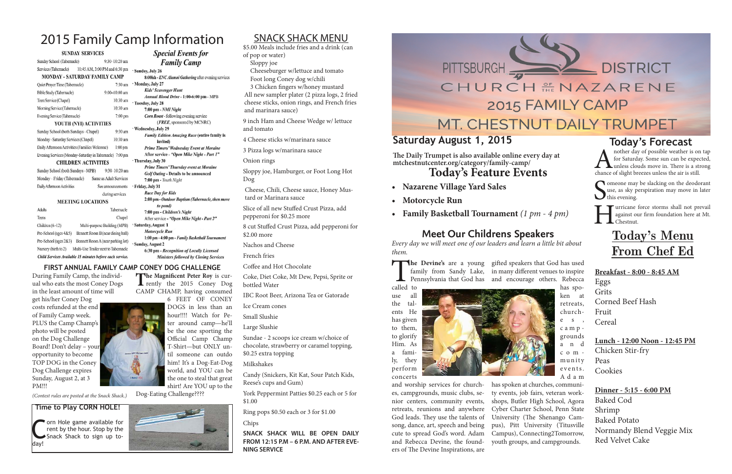# 2015 Family Camp Information

| SUNDAY SERVICES | |
|---|---|
| Sunday School (Tabernacle) | 9:30–10:20 am |
| Services (Tabernacle) | 10:45 AM, 3:00 PM and 6:30 pm |
| **MONDAY - SATURDAY FAMILY CAMP** | |
| Quiet Prayer Time (Tabernacle) | 7:30 am |
| Bible Study (Tabernacle) | 9:00–10:00 am |
| Teen Service (Chapel) | 10:30 am |
| Morning Service (Tabernacle) | 10:30 am |
| Evening Service (Tabernacle) | 7:00 pm |
| **YOUTH (NYI) ACTIVITIES** | |
| Sunday School (both Sundays - Chapel) | 9:30 am |
| Monday - Saturday Services (Chapel) | 10:30 am |
| Daily Afternoon Activities (Families Welcome) | 1:00 pm |
| Evening Services (Monday-Saturday in Tabernacle) | 7:00 pm |
| **CHILDREN ACTIVITIES** | |
| Sunday School (both Sundays - MPB) | 9:30–10:20 am |
| Monday – Friday (Tabernacle) | Same as Adult Services |
| Daily Afternoon Activities | See announcements during services |
| **MEETING LOCATIONS** | |
| Adults | Tabernacle |
| Teens | Chapel |
| Children (6 -12) | Multi-purpose Building (MPB) |
| Pre-School (ages 4&5) | Bennett Room B (near dining hall) |
| Pre-School (ages 2&3) | Bennett Room A (near parking lot) |
| Nursery (birth to 2) | Multi-Use Trailer next to Tabernacle |

*Child Services Available 15 minutes before each service.*

## *Special Events for Family Camp*

- **Sunday, July 26**
  - 8:00ish - *ENC Alumni Gathering* after evening services
- **Monday, July 27**
  - *Kids' Scavenger Hunt*
  - *Annual Blood Drive* - 1:00-6:00 pm - MPB
- **Tuesday, July 28**
  - 7:00 pm - *NMI Night*
  - *Corn Roast* - following evening service (*FREE*, sponsored by MCNRC)
- **Wednesday, July 29**
  - *Family Edition Amazing Race* (entire family is invited)
  - *Prime Timers' Wednesday Event at Moraine*
  - After service - *"Open Mike Night - Part 1"*
- **Thursday, July 30**
  - *Prime Timers' Thursday event at Moraine*
  - *Golf Outing* - Details to be announced
  - 7:00 pm - *Youth Night*
- **Friday, July 31**
  - *Race Day for Kids*
  - 2:00 pm - *Outdoor Baptism (Tabernacle, then move to pond)*
  - 7:00 pm - *Children's Night*
  - After service - *"Open Mike Night - Part 2"*
- **Saturday, August 1**
  - *Motorcycle Run*
  - 1:00 pm - 4:00 pm - *Family Basketball Tournament*
- **Sunday, August 2**
  - 6:30 pm - *Recognition of Locally Licensed Ministers followed by Closing Services*

## FIRST ANNUAL FAMILY CAMP CONEY DOG CHALLENGE

During Family Camp, the individual who eats the most Coney Dogs in the least amount of time will get his/her Coney Dog costs refunded at the end of Family Camp week. PLUS the Camp Champ's photo will be posted on the Dog Challenge Board! Don't delay – your opportunity to become TOP DOG in the Coney Dog Challenge expires Sunday, August 2, at 3 PM!!!

*(Contest rules are posted at the Snack Shack.)*

**The Magnificent Peter Roy** is currently the 2015 Coney Dog CAMP CHAMP, having consumed 6 FEET OF CONEY DOGS in less than an hour!!!! Watch for Peter around camp—he'll be the one sporting the Official Camp Champ T-Shirt—but ONLY until someone can outdo him! It's a Dog-Eat-Dog world, and YOU can be the one to steal that great shirt! Are YOU up to the Dog-Eating Challenge????

### Time to Play CORN HOLE!

Corn Hole game available for rent by the hour. Stop by the Snack Shack to sign up today!

## SNACK SHACK MENU

$5.00 Meals include fries and a drink (can of pop or water)

- Sloppy joe
- Cheeseburger w/lettuce and tomato
- Foot long Coney dog w/chili
- 3 Chicken fingers w/honey mustard

All new sampler plater (2 pizza logs, 2 fried cheese sticks, onion rings, and French fries and marinara sauce)

9 inch Ham and Cheese Wedge w/ lettuce and tomato

4 Cheese sticks w/marinara sauce

3 Pizza logs w/marinara sauce

Onion rings

Sloppy joe, Hamburger, or Foot Long Hot Dog

Cheese, Chili, Cheese sauce, Honey Mustard or Marinara sauce

Slice of all new Stuffed Crust Pizza, add pepperoni for $0.25 more

8 cut Stuffed Crust Pizza, add pepperoni for $2.00 more

Nachos and Cheese

French fries

Coffee and Hot Chocolate

Coke, Diet Coke, Mt Dew, Pepsi, Sprite or bottled Water

IBC Root Beer, Arizona Tea or Gatorade

Ice Cream cones

Small Slushie

Large Slushie

Sundae - 2 scoops ice cream w/choice of chocolate, strawberry or caramel topping, $0.25 extra topping

Milkshakes

Candy (Snickers, Kit Kat, Sour Patch Kids, Reese's cups and Gum)

York Peppermint Patties $0.25 each or 5 for $1.00

Ring pops $0.50 each or 3 for $1.00

Chips

**SNACK SHACK WILL BE OPEN DAILY FROM 12:15 P.M – 6 P.M. AND AFTER EVENING SERVICE**

# PITTSBURGH DISTRICT CHURCH OF THE NAZARENE 2015 FAMILY CAMP MT. CHESTNUT DAILY TRUMPET

## Saturday August 1, 2015

**The Daily Trumpet is also available online every day at mtchestnutcenter.org/category/family-camp/**

## Today's Feature Events

- **Nazarene Village Yard Sales**
- **Motorcycle Run**
- **Family Basketball Tournament** *(1 pm - 4 pm)*

## Meet Our Childrens Speakers

*Every day we will meet one of our leaders and learn a little bit about them.*

**The Devine's** are a young family from Sandy Lake, Pennsylvania that God has called to use all the talents He has given to them, to glorify Him. As a family, they perform concerts and worship services for churches, campgrounds, music clubs, senior centers, community events, retreats, reunions and anywhere God leads. They use the talents of song, dance, art, speech and being cute to spread God's word. Adam and Rebecca Devine, the founders of The Devine Inspirations, are gifted speakers that God has used in many different venues to inspire and encourage others. Rebecca has spoken at retreats, churches, campgrounds and community events. Adam has spoken at churches, community events, job fairs, veteran workshops, Butler High School, Agora Cyber Charter School, Penn State University (The Shenango Campus), Pitt University (Titusville Campus), Connecting2Tomorrow, youth groups, and campgrounds.

## Today's Forecast

Another day of possible weather is on tap for Saturday. Some sun can be expected, unless clouds move in. There is a strong chance of slight breezes unless the air is still.

Someone may be slacking on the deodorant use, as sky perspiration may move in later this evening.

Hurricane force storms shall not prevail against our firm foundation here at Mt. Chestnut.

## Today's Menu From Chef Ed

**Breakfast - 8:00 - 8:45 AM**

Eggs
Grits
Corned Beef Hash
Fruit
Cereal

**Lunch - 12:00 Noon - 12:45 PM**

Chicken Stir-fry
Peas
Cookies

**Dinner - 5:15 - 6:00 PM**

Baked Cod
Shrimp
Baked Potato
Normandy Blend Veggie Mix
Red Velvet Cake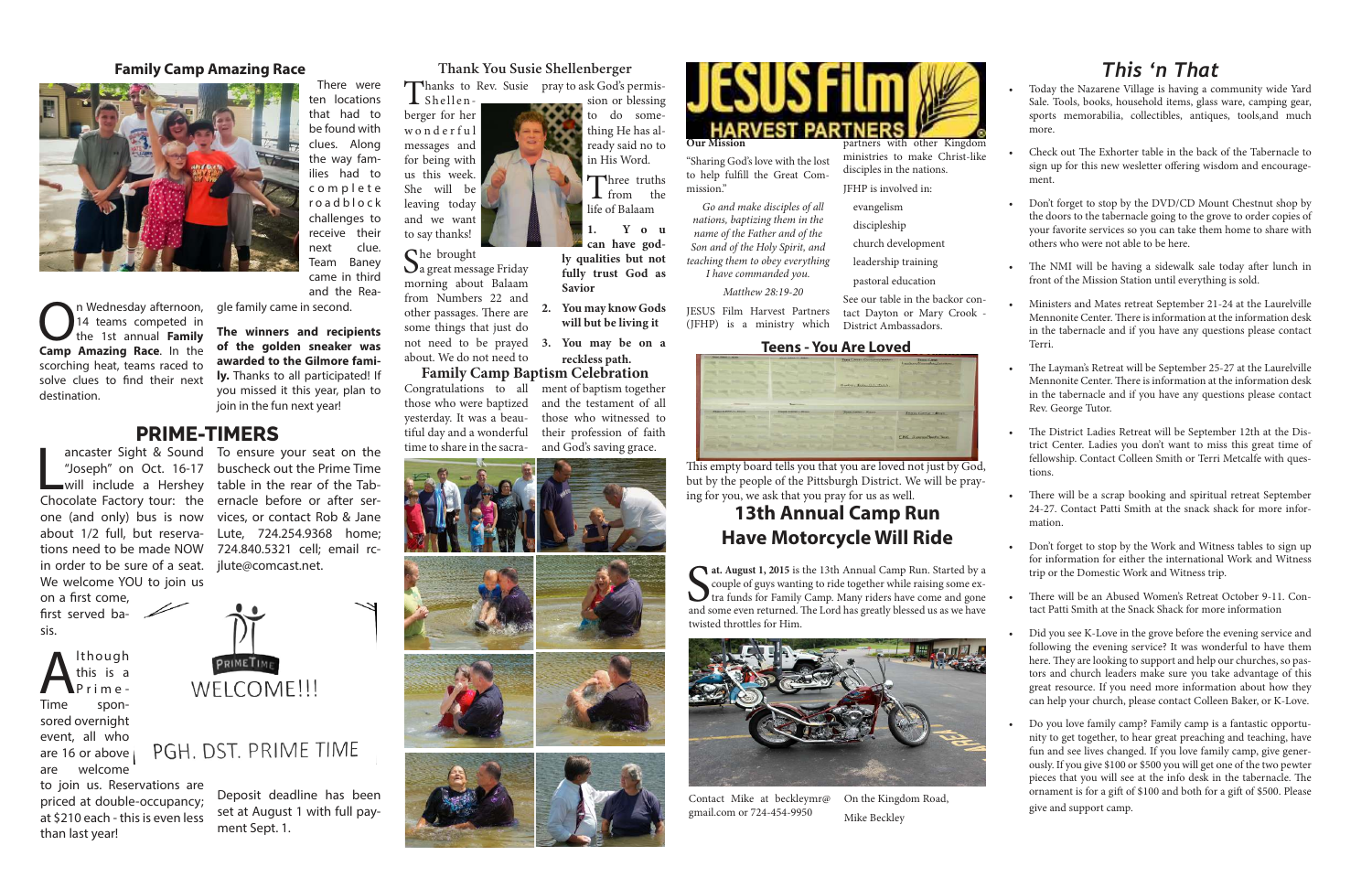## Family Camp Amazing Race

On Wednesday afternoon, 14 teams competed in the 1st annual **Family Camp Amazing Race**. In the scorching heat, teams raced to solve clues to find their next destination. There were ten locations that had to be found with clues. Along the way families had to complete roadblock challenges to receive their next clue. Team Baney came in third and the Reagle family came in second.

**The winners and recipients of the golden sneaker was awarded to the Gilmore family.** Thanks to all participated! If you missed it this year, plan to join in the fun next year!

## PRIME-TIMERS

Lancaster Sight & Sound "Joseph" on Oct. 16-17 will include a Hershey Chocolate Factory tour: the one (and only) bus is now about 1/2 full, but reservations need to be made NOW in order to be sure of a seat. We welcome YOU to join us on a first come, first served basis.

To ensure your seat on the buscheck out the Prime Time table in the rear of the Tabernacle before or after services, or contact Rob & Jane Lute, 724.254.9368 home; 724.840.5321 cell; email rcjlute@comcast.net.

PRIMETIME

WELCOME!!!

PGH. DST. PRIME TIME

Although this is a Prime-Time sponsored overnight event, all who are 16 or above are welcome to join us. Reservations are priced at double-occupancy; at $210 each - this is even less than last year!

Deposit deadline has been set at August 1 with full payment Sept. 1.

## Thank You Susie Shellenberger

Thanks to Rev. Susie Shellenberger for her wonderful messages and for being with us this week. She will be leaving today and we want to say thanks!

She brought a great message Friday morning about Balaam from Numbers 22 and other passages. There are some things that just do not need to be prayed about. We do not need to pray to ask God's permission or blessing to do something He has already said no to in His Word.

Three truths from the life of Balaam

1. **You can have godly qualities but not fully trust God as Savior**
2. **You may know Gods will but be living it**
3. **You may be on a reckless path.**

## Family Camp Baptism Celebration

Congratulations to all those who were baptized yesterday. It was a beautiful day and a wonderful time to share in the sacrament of baptism together and the testament of all those who witnessed to their profession of faith and God's saving grace.

## JESUS Film HARVEST PARTNERS

**Our Mission**

"Sharing God's love with the lost to help fulfill the Great Commission."

*Go and make disciples of all nations, baptizing them in the name of the Father and of the Son and of the Holy Spirit, and teaching them to obey everything I have commanded you.*

*Matthew 28:19-20*

JESUS Film Harvest Partners (JFHP) is a ministry which partners with other Kingdom ministries to make Christ-like disciples in the nations.

JFHP is involved in:

- evangelism
- discipleship
- church development
- leadership training
- pastoral education

See our table in the backor contact Dayton or Mary Crook - District Ambassadors.

## Teens - You Are Loved

This empty board tells you that you are loved not just by God, but by the people of the Pittsburgh District. We will be praying for you, we ask that you pray for us as well.

## 13th Annual Camp Run Have Motorcycle Will Ride

**Sat. August 1, 2015** is the 13th Annual Camp Run. Started by a couple of guys wanting to ride together while raising some extra funds for Family Camp. Many riders have come and gone and some even returned. The Lord has greatly blessed us as we have twisted throttles for Him.

Contact Mike at beckleymr@gmail.com or 724-454-9950

On the Kingdom Road,
Mike Beckley

## *This 'n That*

- Today the Nazarene Village is having a community wide Yard Sale. Tools, books, household items, glass ware, camping gear, sports memorabilia, collectibles, antiques, tools,and much more.
- Check out The Exhorter table in the back of the Tabernacle to sign up for this new wesletter offering wisdom and encouragement.
- Don't forget to stop by the DVD/CD Mount Chestnut shop by the doors to the tabernacle going to the grove to order copies of your favorite services so you can take them home to share with others who were not able to be here.
- The NMI will be having a sidewalk sale today after lunch in front of the Mission Station until everything is sold.
- Ministers and Mates retreat September 21-24 at the Laurelville Mennonite Center. There is information at the information desk in the tabernacle and if you have any questions please contact Terri.
- The Layman's Retreat will be September 25-27 at the Laurelville Mennonite Center. There is information at the information desk in the tabernacle and if you have any questions please contact Rev. George Tutor.
- The District Ladies Retreat will be September 12th at the District Center. Ladies you don't want to miss this great time of fellowship. Contact Colleen Smith or Terri Metcalfe with questions.
- There will be a scrap booking and spiritual retreat September 24-27. Contact Patti Smith at the snack shack for more information.
- Don't forget to stop by the Work and Witness tables to sign up for information for either the international Work and Witness trip or the Domestic Work and Witness trip.
- There will be an Abused Women's Retreat October 9-11. Contact Patti Smith at the Snack Shack for more information
- Did you see K-Love in the grove before the evening service and following the evening service? It was wonderful to have them here. They are looking to support and help our churches, so pastors and church leaders make sure you take advantage of this great resource. If you need more information about how they can help your church, please contact Colleen Baker, or K-Love.
- Do you love family camp? Family camp is a fantastic opportunity to get together, to hear great preaching and teaching, have fun and see lives changed. If you love family camp, give generously. If you give $100 or $500 you will get one of the two pewter pieces that you will see at the info desk in the tabernacle. The ornament is for a gift of $100 and both for a gift of $500. Please give and support camp.